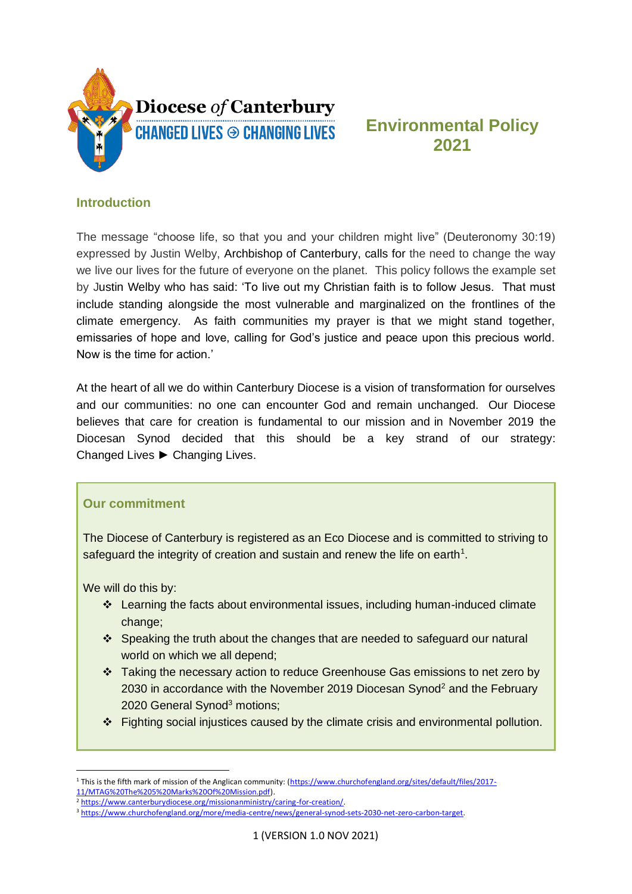Diocese *of* Canterbury

CHANGED LIVES ⊛ CHANGING LIVES

# Environmental Policy 2021

## Introduction

The message "choose life, so that you and your children might live" (Deuteronomy 30:19) expressed by Justin Welby, Archbishop of Canterbury, calls for the need to change the way we live our lives for the future of everyone on the planet. This policy follows the example set by Justin Welby who has said: 'To live out my Christian faith is to follow Jesus. That must include standing alongside the most vulnerable and marginalized on the frontlines of the climate emergency. As faith communities my prayer is that we might stand together, emissaries of hope and love, calling for God's justice and peace upon this precious world. Now is the time for action.'

At the heart of all we do within Canterbury Diocese is a vision of transformation for ourselves and our communities: no one can encounter God and remain unchanged. Our Diocese believes that care for creation is fundamental to our mission and in November 2019 the Diocesan Synod decided that this should be a key strand of our strategy: Changed Lives ► Changing Lives.

## Our commitment

The Diocese of Canterbury is registered as an Eco Diocese and is committed to striving to safeguard the integrity of creation and sustain and renew the life on earth[1].

We will do this by:

- Learning the facts about environmental issues, including human-induced climate change;
- Speaking the truth about the changes that are needed to safeguard our natural world on which we all depend;
- Taking the necessary action to reduce Greenhouse Gas emissions to net zero by 2030 in accordance with the November 2019 Diocesan Synod[2] and the February 2020 General Synod[3] motions;
- Fighting social injustices caused by the climate crisis and environmental pollution.

---

[1] This is the fifth mark of mission of the Anglican community: (https://www.churchofengland.org/sites/default/files/2017-11/MTAG%20The%205%20Marks%20Of%20Mission.pdf).

[2] https://www.canterburydiocese.org/missionanministry/caring-for-creation/.

[3] https://www.churchofengland.org/more/media-centre/news/general-synod-sets-2030-net-zero-carbon-target.

1 (VERSION 1.0 NOV 2021)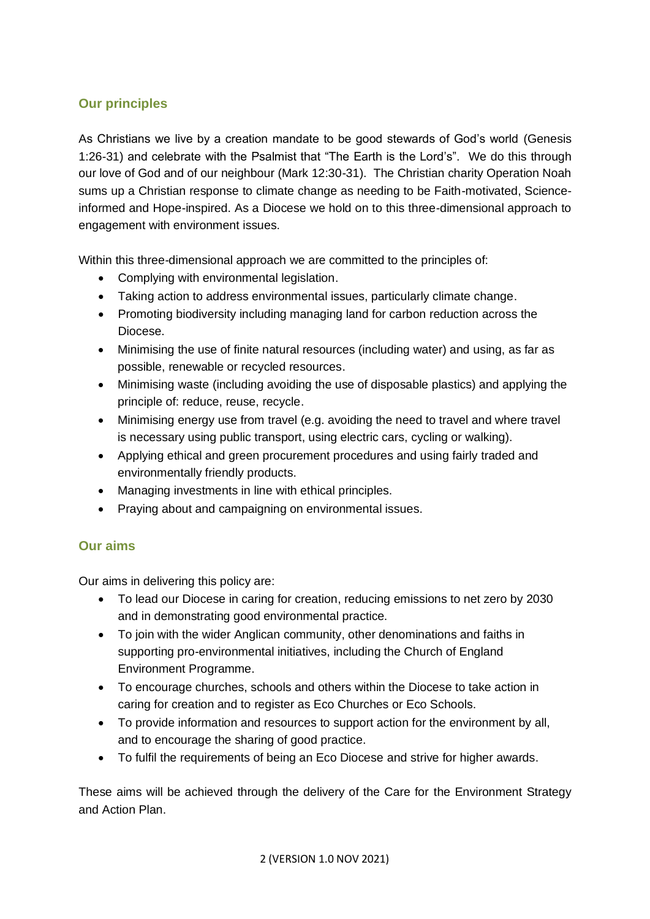## Our principles

As Christians we live by a creation mandate to be good stewards of God's world (Genesis 1:26-31) and celebrate with the Psalmist that "The Earth is the Lord's". We do this through our love of God and of our neighbour (Mark 12:30-31). The Christian charity Operation Noah sums up a Christian response to climate change as needing to be Faith-motivated, Science-informed and Hope-inspired. As a Diocese we hold on to this three-dimensional approach to engagement with environment issues.

Within this three-dimensional approach we are committed to the principles of:

- Complying with environmental legislation.
- Taking action to address environmental issues, particularly climate change.
- Promoting biodiversity including managing land for carbon reduction across the Diocese.
- Minimising the use of finite natural resources (including water) and using, as far as possible, renewable or recycled resources.
- Minimising waste (including avoiding the use of disposable plastics) and applying the principle of: reduce, reuse, recycle.
- Minimising energy use from travel (e.g. avoiding the need to travel and where travel is necessary using public transport, using electric cars, cycling or walking).
- Applying ethical and green procurement procedures and using fairly traded and environmentally friendly products.
- Managing investments in line with ethical principles.
- Praying about and campaigning on environmental issues.

## Our aims

Our aims in delivering this policy are:

- To lead our Diocese in caring for creation, reducing emissions to net zero by 2030 and in demonstrating good environmental practice.
- To join with the wider Anglican community, other denominations and faiths in supporting pro-environmental initiatives, including the Church of England Environment Programme.
- To encourage churches, schools and others within the Diocese to take action in caring for creation and to register as Eco Churches or Eco Schools.
- To provide information and resources to support action for the environment by all, and to encourage the sharing of good practice.
- To fulfil the requirements of being an Eco Diocese and strive for higher awards.

These aims will be achieved through the delivery of the Care for the Environment Strategy and Action Plan.